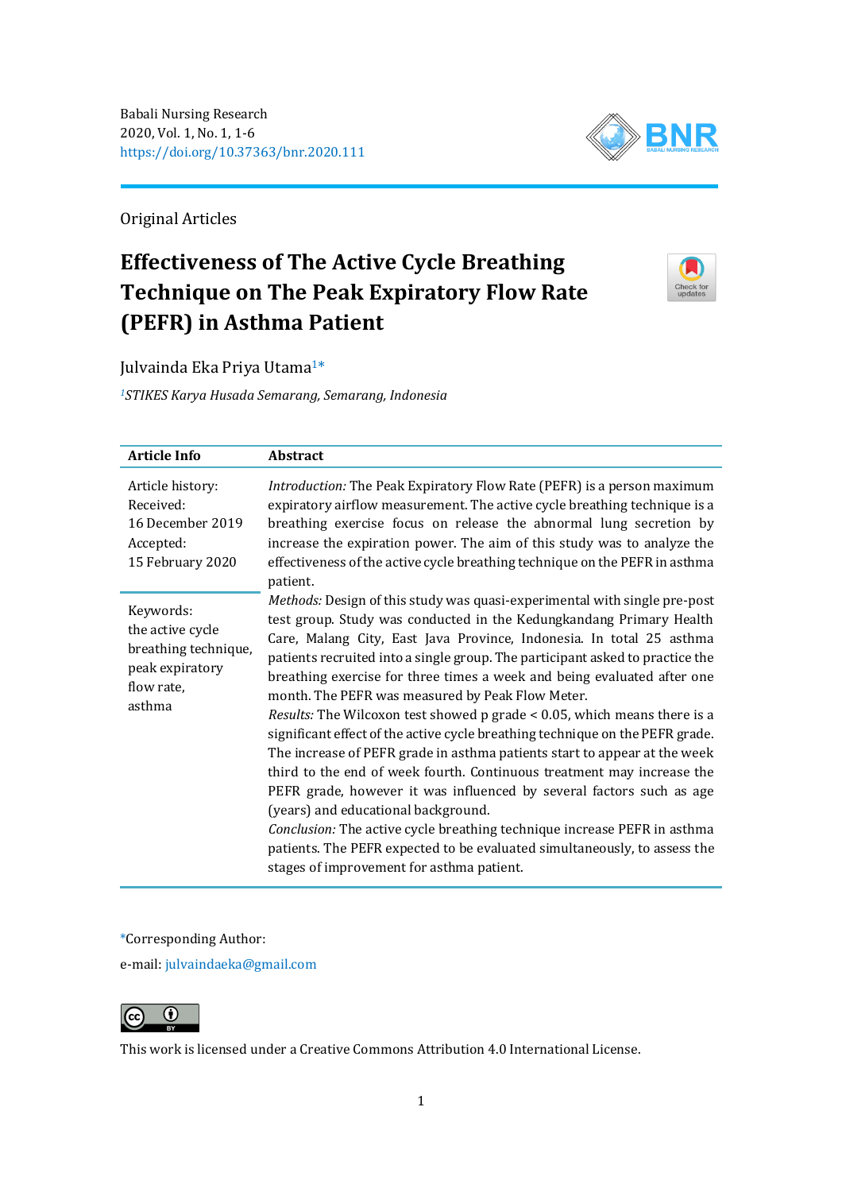Original Articles

# Effectiveness of The Active Cycle Breathing Technique on The Peak Expiratory Flow Rate (PEFR) in Asthma Patient

Julvainda Eka Priya Utama[1*]

[1]*STIKES Karya Husada Semarang, Semarang, Indonesia*

| **Article Info** | **Abstract** |
|---|---|
| Article history:<br>Received:<br>16 December 2019<br>Accepted:<br>15 February 2020<br><br>Keywords:<br>the active cycle breathing technique,<br>peak expiratory flow rate,<br>asthma | *Introduction:* The Peak Expiratory Flow Rate (PEFR) is a person maximum expiratory airflow measurement. The active cycle breathing technique is a breathing exercise focus on release the abnormal lung secretion by increase the expiration power. The aim of this study was to analyze the effectiveness of the active cycle breathing technique on the PEFR in asthma patient.<br>*Methods:* Design of this study was quasi-experimental with single pre-post test group. Study was conducted in the Kedungkandang Primary Health Care, Malang City, East Java Province, Indonesia. In total 25 asthma patients recruited into a single group. The participant asked to practice the breathing exercise for three times a week and being evaluated after one month. The PEFR was measured by Peak Flow Meter.<br>*Results:* The Wilcoxon test showed p grade $< 0.05$, which means there is a significant effect of the active cycle breathing technique on the PEFR grade. The increase of PEFR grade in asthma patients start to appear at the week third to the end of week fourth. Continuous treatment may increase the PEFR grade, however it was influenced by several factors such as age (years) and educational background.<br>*Conclusion:* The active cycle breathing technique increase PEFR in asthma patients. The PEFR expected to be evaluated simultaneously, to assess the stages of improvement for asthma patient. |

*Corresponding Author:

e-mail: julvaindaeka@gmail.com

This work is licensed under a Creative Commons Attribution 4.0 International License.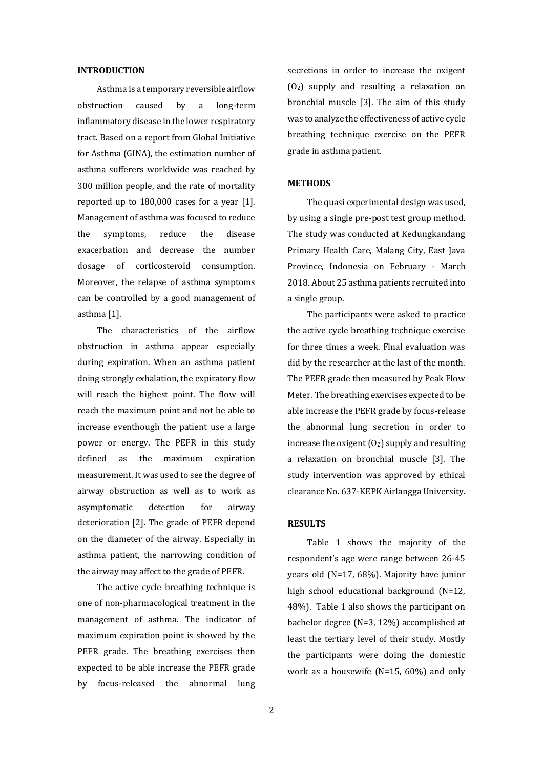## INTRODUCTION

Asthma is a temporary reversible airflow obstruction caused by a long-term inflammatory disease in the lower respiratory tract. Based on a report from Global Initiative for Asthma (GINA), the estimation number of asthma sufferers worldwide was reached by 300 million people, and the rate of mortality reported up to 180,000 cases for a year [1]. Management of asthma was focused to reduce the symptoms, reduce the disease exacerbation and decrease the number dosage of corticosteroid consumption. Moreover, the relapse of asthma symptoms can be controlled by a good management of asthma [1].

The characteristics of the airflow obstruction in asthma appear especially during expiration. When an asthma patient doing strongly exhalation, the expiratory flow will reach the highest point. The flow will reach the maximum point and not be able to increase eventhough the patient use a large power or energy. The PEFR in this study defined as the maximum expiration measurement. It was used to see the degree of airway obstruction as well as to work as asymptomatic detection for airway deterioration [2]. The grade of PEFR depend on the diameter of the airway. Especially in asthma patient, the narrowing condition of the airway may affect to the grade of PEFR.

The active cycle breathing technique is one of non-pharmacological treatment in the management of asthma. The indicator of maximum expiration point is showed by the PEFR grade. The breathing exercises then expected to be able increase the PEFR grade by focus-released the abnormal lung secretions in order to increase the oxigent ($O_2$) supply and resulting a relaxation on bronchial muscle [3]. The aim of this study was to analyze the effectiveness of active cycle breathing technique exercise on the PEFR grade in asthma patient.

## METHODS

The quasi experimental design was used, by using a single pre-post test group method. The study was conducted at Kedungkandang Primary Health Care, Malang City, East Java Province, Indonesia on February - March 2018. About 25 asthma patients recruited into a single group.

The participants were asked to practice the active cycle breathing technique exercise for three times a week. Final evaluation was did by the researcher at the last of the month. The PEFR grade then measured by Peak Flow Meter. The breathing exercises expected to be able increase the PEFR grade by focus-release the abnormal lung secretion in order to increase the oxigent ($O_2$) supply and resulting a relaxation on bronchial muscle [3]. The study intervention was approved by ethical clearance No. 637-KEPK Airlangga University.

## RESULTS

Table 1 shows the majority of the respondent's age were range between 26-45 years old (N=17, 68%). Majority have junior high school educational background (N=12, 48%). Table 1 also shows the participant on bachelor degree (N=3, 12%) accomplished at least the tertiary level of their study. Mostly the participants were doing the domestic work as a housewife (N=15, 60%) and only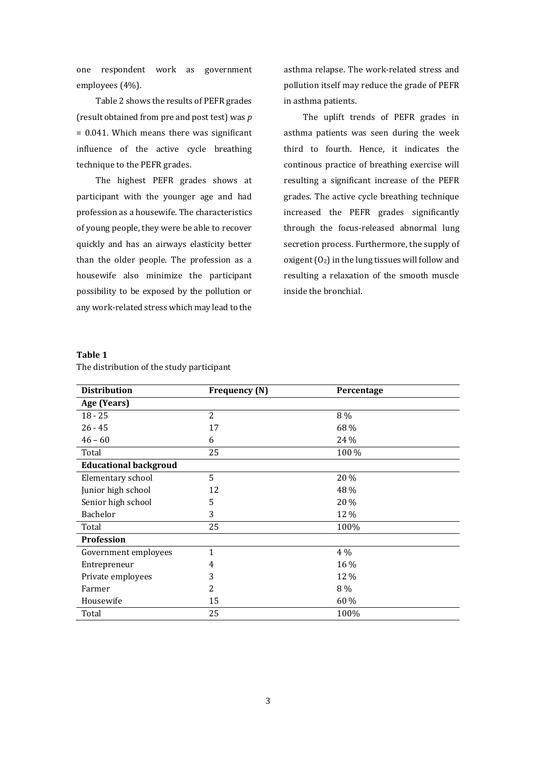one respondent work as government employees (4%).

Table 2 shows the results of PEFR grades (result obtained from pre and post test) was *p* = 0.041. Which means there was significant influence of the active cycle breathing technique to the PEFR grades.

The highest PEFR grades shows at participant with the younger age and had profession as a housewife. The characteristics of young people, they were be able to recover quickly and has an airways elasticity better than the older people. The profession as a housewife also minimize the participant possibility to be exposed by the pollution or any work-related stress which may lead to the asthma relapse. The work-related stress and pollution itself may reduce the grade of PEFR in asthma patients.

The uplift trends of PEFR grades in asthma patients was seen during the week third to fourth. Hence, it indicates the continous practice of breathing exercise will resulting a significant increase of the PEFR grades. The active cycle breathing technique increased the PEFR grades significantly through the focus-released abnormal lung secretion process. Furthermore, the supply of oxigent ($O_2$) in the lung tissues will follow and resulting a relaxation of the smooth muscle inside the bronchial.

**Table 1**

The distribution of the study participant

| Distribution | Frequency (N) | Percentage |
|---|---|---|
| **Age (Years)** | | |
| 18 - 25 | 2 | 8 % |
| 26 - 45 | 17 | 68 % |
| 46 – 60 | 6 | 24 % |
| Total | 25 | 100 % |
| **Educational backgroud** | | |
| Elementary school | 5 | 20 % |
| Junior high school | 12 | 48 % |
| Senior high school | 5 | 20 % |
| Bachelor | 3 | 12 % |
| Total | 25 | 100% |
| **Profession** | | |
| Government employees | 1 | 4 % |
| Entrepreneur | 4 | 16 % |
| Private employees | 3 | 12 % |
| Farmer | 2 | 8 % |
| Housewife | 15 | 60 % |
| Total | 25 | 100% |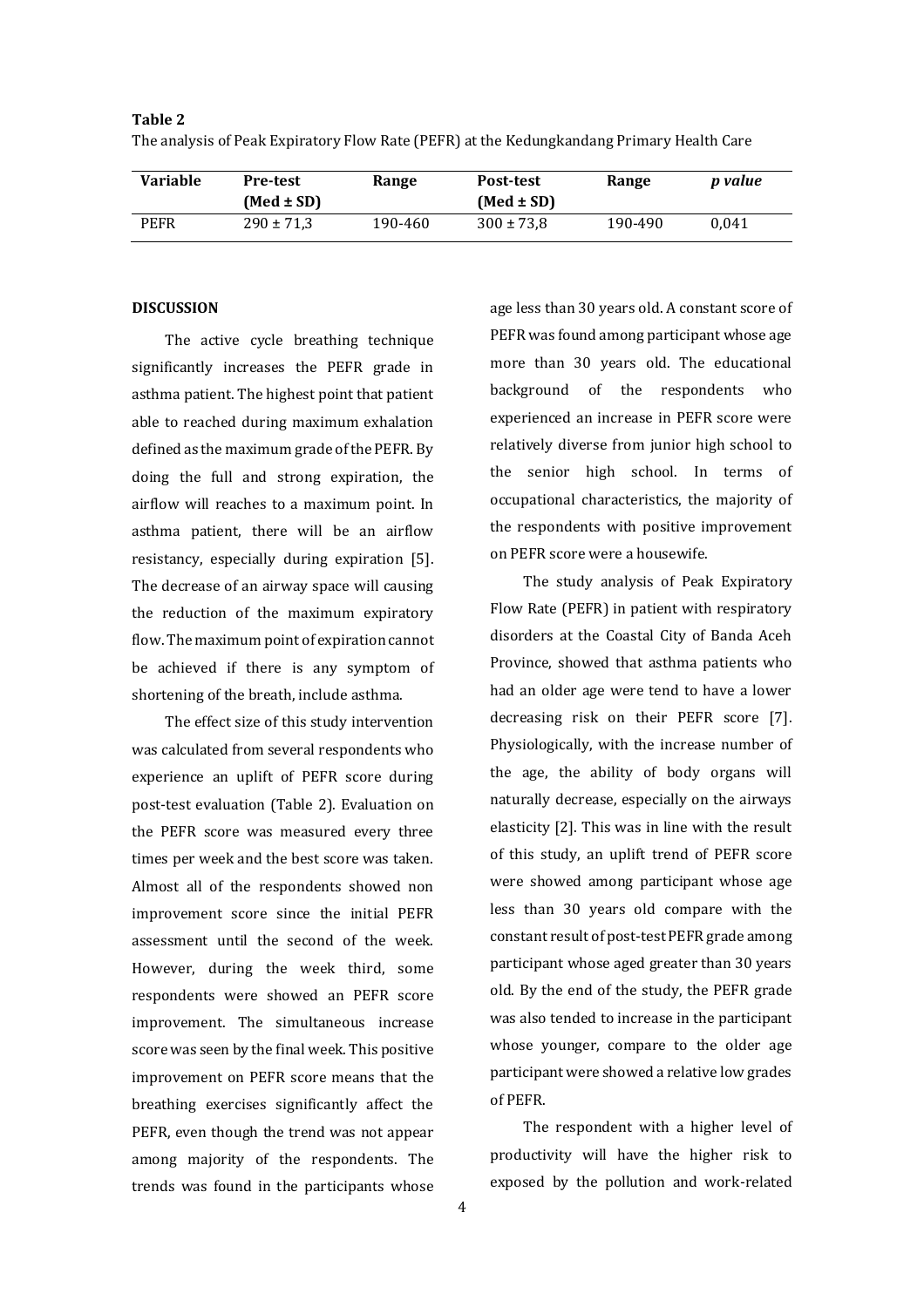**Table 2**

The analysis of Peak Expiratory Flow Rate (PEFR) at the Kedungkandang Primary Health Care

| Variable | Pre-test (Med ± SD) | Range | Post-test (Med ± SD) | Range | *p value* |
|---|---|---|---|---|---|
| PEFR | 290 ± 71,3 | 190-460 | 300 ± 73,8 | 190-490 | 0,041 |

## DISCUSSION

The active cycle breathing technique significantly increases the PEFR grade in asthma patient. The highest point that patient able to reached during maximum exhalation defined as the maximum grade of the PEFR. By doing the full and strong expiration, the airflow will reaches to a maximum point. In asthma patient, there will be an airflow resistancy, especially during expiration [5]. The decrease of an airway space will causing the reduction of the maximum expiratory flow. The maximum point of expiration cannot be achieved if there is any symptom of shortening of the breath, include asthma.

The effect size of this study intervention was calculated from several respondents who experience an uplift of PEFR score during post-test evaluation (Table 2). Evaluation on the PEFR score was measured every three times per week and the best score was taken. Almost all of the respondents showed non improvement score since the initial PEFR assessment until the second of the week. However, during the week third, some respondents were showed an PEFR score improvement. The simultaneous increase score was seen by the final week. This positive improvement on PEFR score means that the breathing exercises significantly affect the PEFR, even though the trend was not appear among majority of the respondents. The trends was found in the participants whose age less than 30 years old. A constant score of PEFR was found among participant whose age more than 30 years old. The educational background of the respondents who experienced an increase in PEFR score were relatively diverse from junior high school to the senior high school. In terms of occupational characteristics, the majority of the respondents with positive improvement on PEFR score were a housewife.

The study analysis of Peak Expiratory Flow Rate (PEFR) in patient with respiratory disorders at the Coastal City of Banda Aceh Province, showed that asthma patients who had an older age were tend to have a lower decreasing risk on their PEFR score [7]. Physiologically, with the increase number of the age, the ability of body organs will naturally decrease, especially on the airways elasticity [2]. This was in line with the result of this study, an uplift trend of PEFR score were showed among participant whose age less than 30 years old compare with the constant result of post-test PEFR grade among participant whose aged greater than 30 years old. By the end of the study, the PEFR grade was also tended to increase in the participant whose younger, compare to the older age participant were showed a relative low grades of PEFR.

The respondent with a higher level of productivity will have the higher risk to exposed by the pollution and work-related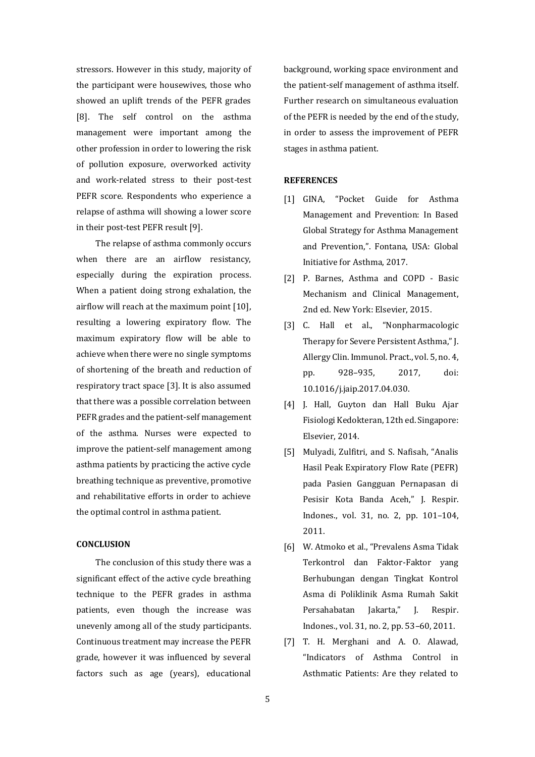stressors. However in this study, majority of the participant were housewives, those who showed an uplift trends of the PEFR grades [8]. The self control on the asthma management were important among the other profession in order to lowering the risk of pollution exposure, overworked activity and work-related stress to their post-test PEFR score. Respondents who experience a relapse of asthma will showing a lower score in their post-test PEFR result [9].

The relapse of asthma commonly occurs when there are an airflow resistancy, especially during the expiration process. When a patient doing strong exhalation, the airflow will reach at the maximum point [10], resulting a lowering expiratory flow. The maximum expiratory flow will be able to achieve when there were no single symptoms of shortening of the breath and reduction of respiratory tract space [3]. It is also assumed that there was a possible correlation between PEFR grades and the patient-self management of the asthma. Nurses were expected to improve the patient-self management among asthma patients by practicing the active cycle breathing technique as preventive, promotive and rehabilitative efforts in order to achieve the optimal control in asthma patient.

## CONCLUSION

The conclusion of this study there was a significant effect of the active cycle breathing technique to the PEFR grades in asthma patients, even though the increase was unevenly among all of the study participants. Continuous treatment may increase the PEFR grade, however it was influenced by several factors such as age (years), educational background, working space environment and the patient-self management of asthma itself. Further research on simultaneous evaluation of the PEFR is needed by the end of the study, in order to assess the improvement of PEFR stages in asthma patient.

## REFERENCES

[1] GINA, "Pocket Guide for Asthma Management and Prevention: In Based Global Strategy for Asthma Management and Prevention,". Fontana, USA: Global Initiative for Asthma, 2017.

[2] P. Barnes, Asthma and COPD - Basic Mechanism and Clinical Management, 2nd ed. New York: Elsevier, 2015.

[3] C. Hall et al., "Nonpharmacologic Therapy for Severe Persistent Asthma," J. Allergy Clin. Immunol. Pract., vol. 5, no. 4, pp. 928–935, 2017, doi: 10.1016/j.jaip.2017.04.030.

[4] J. Hall, Guyton dan Hall Buku Ajar Fisiologi Kedokteran, 12th ed. Singapore: Elsevier, 2014.

[5] Mulyadi, Zulfitri, and S. Nafisah, "Analis Hasil Peak Expiratory Flow Rate (PEFR) pada Pasien Gangguan Pernapasan di Pesisir Kota Banda Aceh," J. Respir. Indones., vol. 31, no. 2, pp. 101–104, 2011.

[6] W. Atmoko et al., "Prevalens Asma Tidak Terkontrol dan Faktor-Faktor yang Berhubungan dengan Tingkat Kontrol Asma di Poliklinik Asma Rumah Sakit Persahabatan Jakarta," J. Respir. Indones., vol. 31, no. 2, pp. 53–60, 2011.

[7] T. H. Merghani and A. O. Alawad, "Indicators of Asthma Control in Asthmatic Patients: Are they related to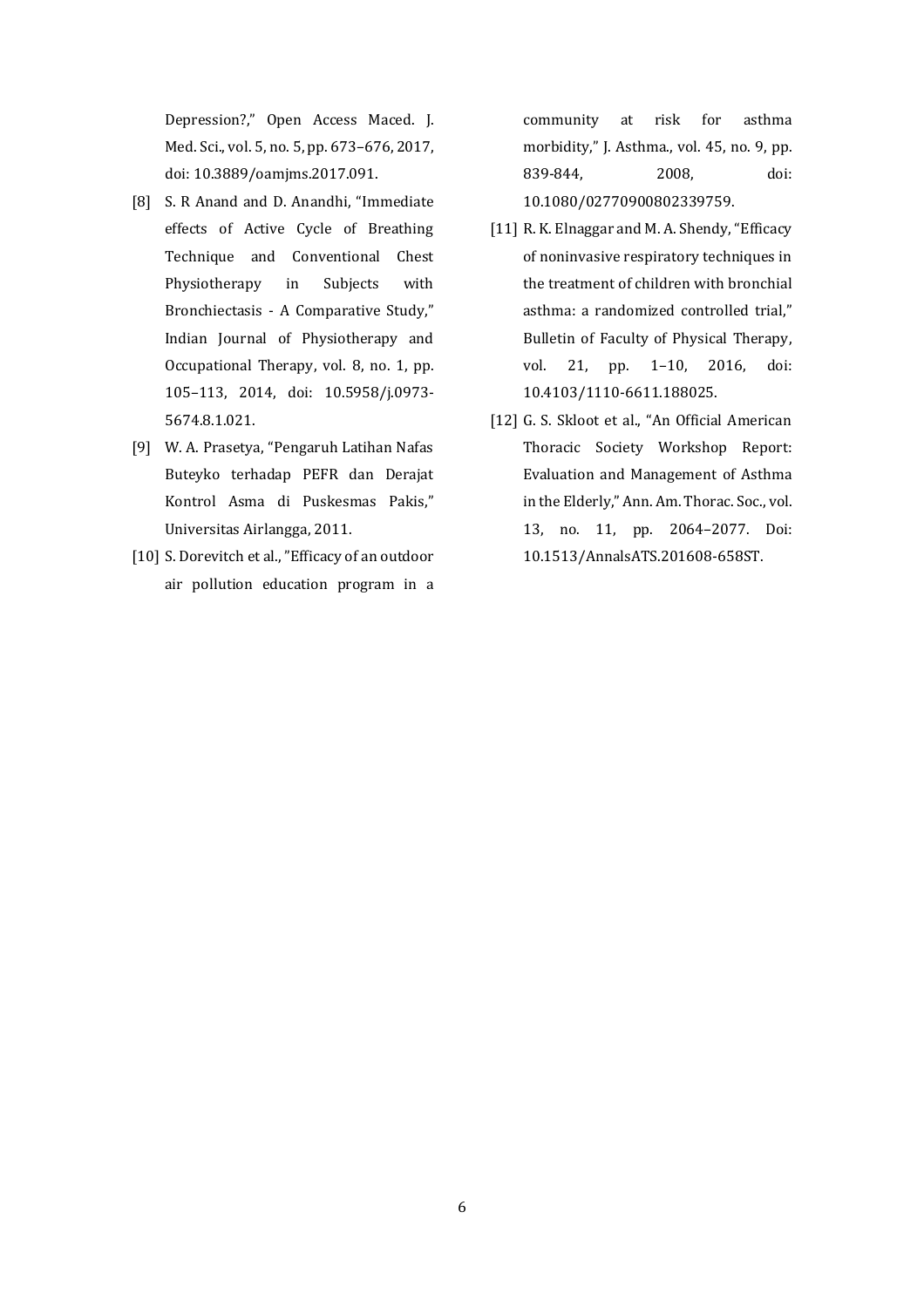Depression?," Open Access Maced. J. Med. Sci., vol. 5, no. 5, pp. 673–676, 2017, doi: 10.3889/oamjms.2017.091.

[8] S. R Anand and D. Anandhi, "Immediate effects of Active Cycle of Breathing Technique and Conventional Chest Physiotherapy in Subjects with Bronchiectasis - A Comparative Study," Indian Journal of Physiotherapy and Occupational Therapy, vol. 8, no. 1, pp. 105–113, 2014, doi: 10.5958/j.0973-5674.8.1.021.

[9] W. A. Prasetya, "Pengaruh Latihan Nafas Buteyko terhadap PEFR dan Derajat Kontrol Asma di Puskesmas Pakis," Universitas Airlangga, 2011.

[10] S. Dorevitch et al., "Efficacy of an outdoor air pollution education program in a community at risk for asthma morbidity," J. Asthma., vol. 45, no. 9, pp. 839-844, 2008, doi: 10.1080/02770900802339759.

[11] R. K. Elnaggar and M. A. Shendy, "Efficacy of noninvasive respiratory techniques in the treatment of children with bronchial asthma: a randomized controlled trial," Bulletin of Faculty of Physical Therapy, vol. 21, pp. 1–10, 2016, doi: 10.4103/1110-6611.188025.

[12] G. S. Skloot et al., "An Official American Thoracic Society Workshop Report: Evaluation and Management of Asthma in the Elderly," Ann. Am. Thorac. Soc., vol. 13, no. 11, pp. 2064–2077. Doi: 10.1513/AnnalsATS.201608-658ST.